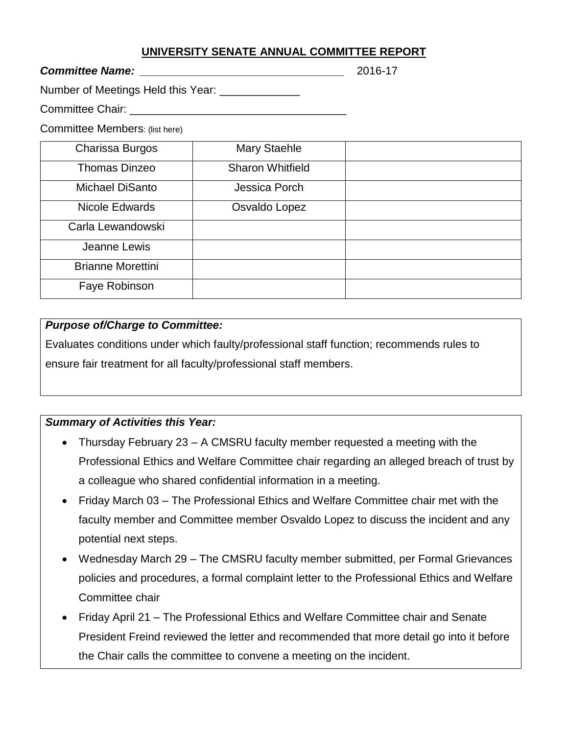# UNIVERSITY SENATE ANNUAL COMMITTEE REPORT

***Committee Name:*** ________________________________ 2016-17

Number of Meetings Held this Year: _____________

Committee Chair: __________________________________

Committee Members: (list here)

| | | |
|---|---|---|
| Charissa Burgos | Mary Staehle | |
| Thomas Dinzeo | Sharon Whitfield | |
| Michael DiSanto | Jessica Porch | |
| Nicole Edwards | Osvaldo Lopez | |
| Carla Lewandowski | | |
| Jeanne Lewis | | |
| Brianne Morettini | | |
| Faye Robinson | | |

***Purpose of/Charge to Committee:***

Evaluates conditions under which faulty/professional staff function; recommends rules to ensure fair treatment for all faculty/professional staff members.

***Summary of Activities this Year:***

- Thursday February 23 – A CMSRU faculty member requested a meeting with the Professional Ethics and Welfare Committee chair regarding an alleged breach of trust by a colleague who shared confidential information in a meeting.
- Friday March 03 – The Professional Ethics and Welfare Committee chair met with the faculty member and Committee member Osvaldo Lopez to discuss the incident and any potential next steps.
- Wednesday March 29 – The CMSRU faculty member submitted, per Formal Grievances policies and procedures, a formal complaint letter to the Professional Ethics and Welfare Committee chair
- Friday April 21 – The Professional Ethics and Welfare Committee chair and Senate President Freind reviewed the letter and recommended that more detail go into it before the Chair calls the committee to convene a meeting on the incident.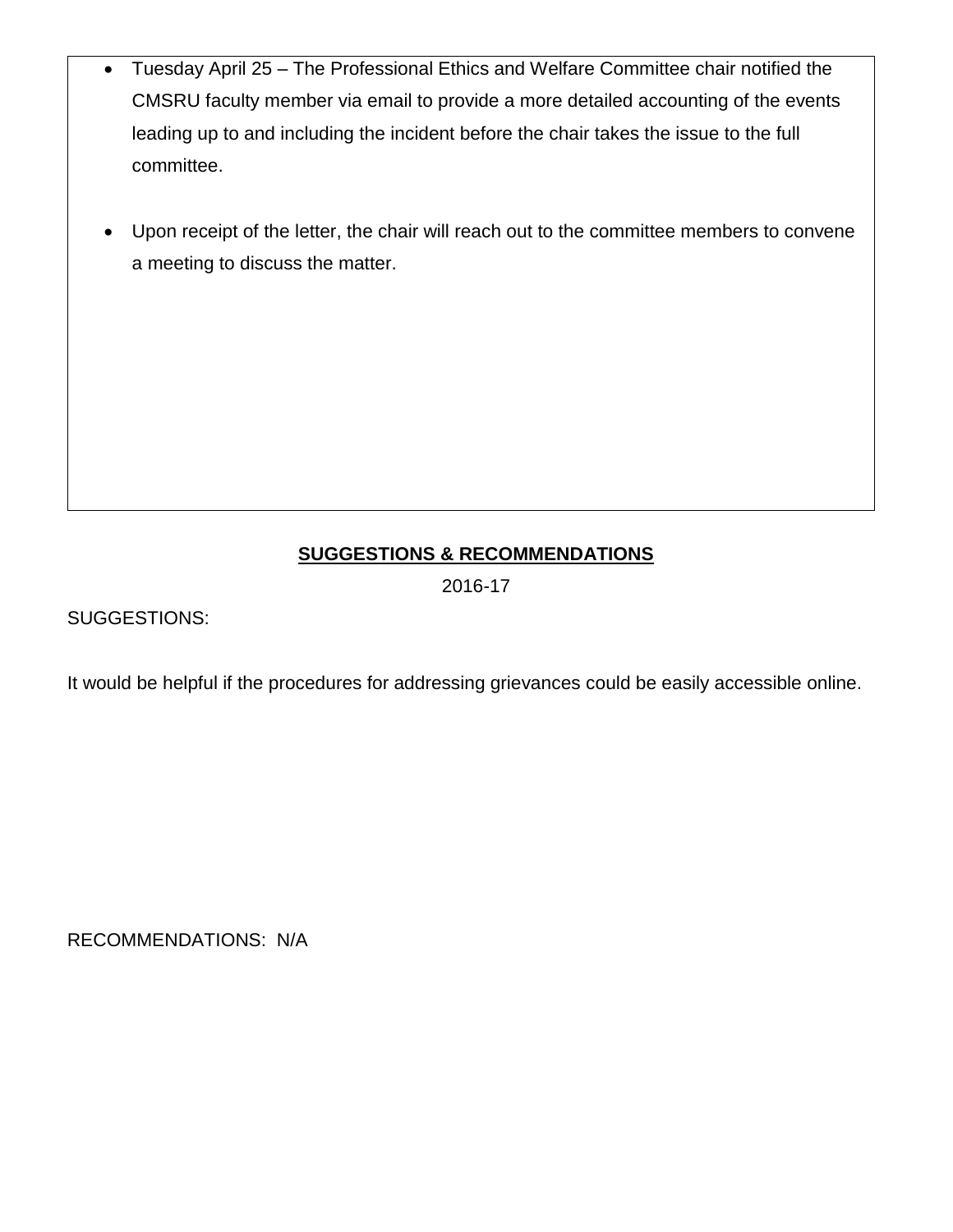- Tuesday April 25 – The Professional Ethics and Welfare Committee chair notified the CMSRU faculty member via email to provide a more detailed accounting of the events leading up to and including the incident before the chair takes the issue to the full committee.

- Upon receipt of the letter, the chair will reach out to the committee members to convene a meeting to discuss the matter.

## SUGGESTIONS & RECOMMENDATIONS

2016-17

SUGGESTIONS:

It would be helpful if the procedures for addressing grievances could be easily accessible online.

RECOMMENDATIONS: N/A